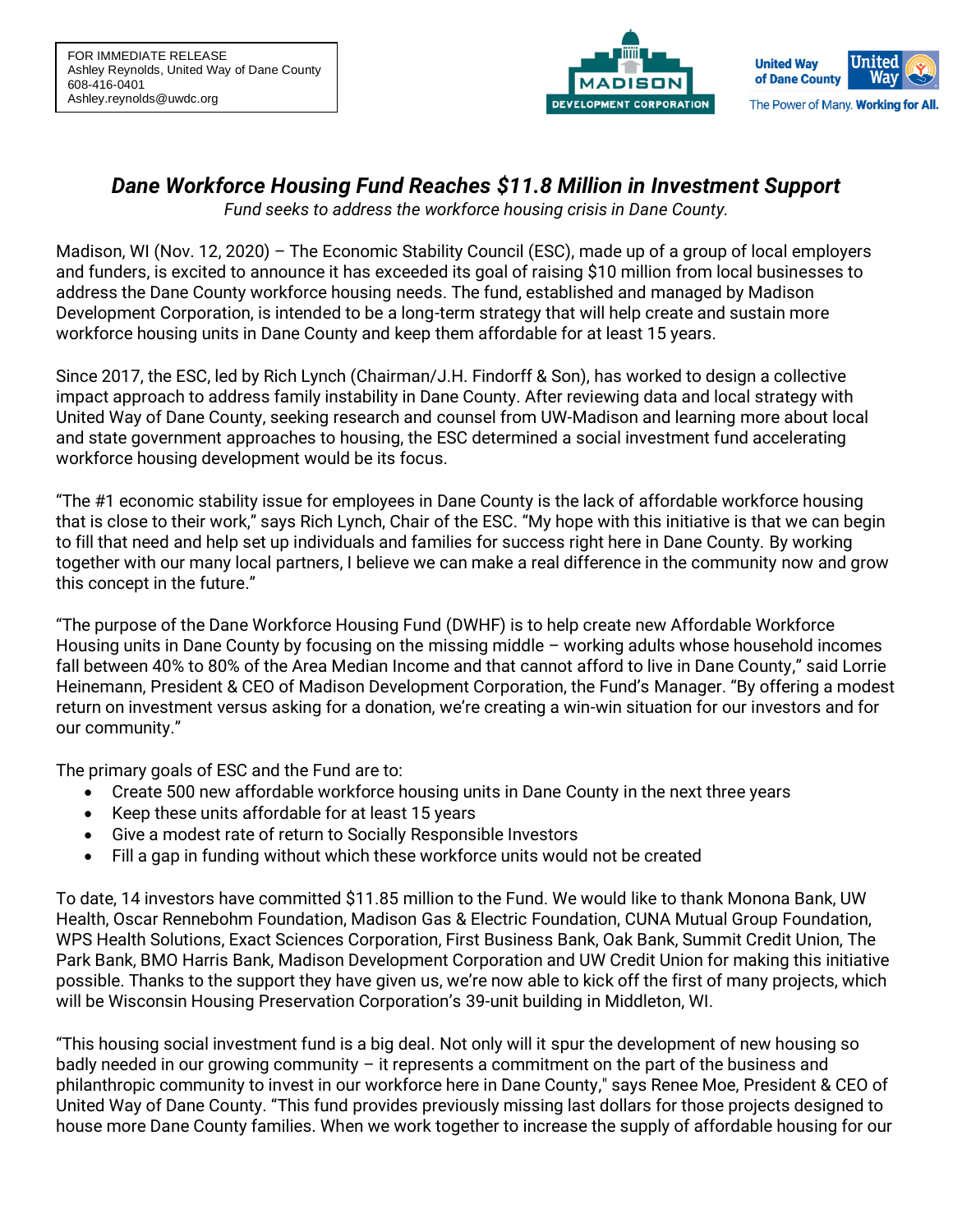FOR IMMEDIATE RELEASE
Ashley Reynolds, United Way of Dane County
608-416-0401
Ashley.reynolds@uwdc.org

MADISON DEVELOPMENT CORPORATION

United Way of Dane County — The Power of Many. **Working for All.**

# *Dane Workforce Housing Fund Reaches $11.8 Million in Investment Support*

*Fund seeks to address the workforce housing crisis in Dane County.*

Madison, WI (Nov. 12, 2020) – The Economic Stability Council (ESC), made up of a group of local employers and funders, is excited to announce it has exceeded its goal of raising $10 million from local businesses to address the Dane County workforce housing needs. The fund, established and managed by Madison Development Corporation, is intended to be a long-term strategy that will help create and sustain more workforce housing units in Dane County and keep them affordable for at least 15 years.

Since 2017, the ESC, led by Rich Lynch (Chairman/J.H. Findorff & Son), has worked to design a collective impact approach to address family instability in Dane County. After reviewing data and local strategy with United Way of Dane County, seeking research and counsel from UW-Madison and learning more about local and state government approaches to housing, the ESC determined a social investment fund accelerating workforce housing development would be its focus.

"The #1 economic stability issue for employees in Dane County is the lack of affordable workforce housing that is close to their work," says Rich Lynch, Chair of the ESC. "My hope with this initiative is that we can begin to fill that need and help set up individuals and families for success right here in Dane County. By working together with our many local partners, I believe we can make a real difference in the community now and grow this concept in the future."

"The purpose of the Dane Workforce Housing Fund (DWHF) is to help create new Affordable Workforce Housing units in Dane County by focusing on the missing middle – working adults whose household incomes fall between 40% to 80% of the Area Median Income and that cannot afford to live in Dane County," said Lorrie Heinemann, President & CEO of Madison Development Corporation, the Fund's Manager. "By offering a modest return on investment versus asking for a donation, we're creating a win-win situation for our investors and for our community."

The primary goals of ESC and the Fund are to:

- Create 500 new affordable workforce housing units in Dane County in the next three years
- Keep these units affordable for at least 15 years
- Give a modest rate of return to Socially Responsible Investors
- Fill a gap in funding without which these workforce units would not be created

To date, 14 investors have committed $11.85 million to the Fund. We would like to thank Monona Bank, UW Health, Oscar Rennebohm Foundation, Madison Gas & Electric Foundation, CUNA Mutual Group Foundation, WPS Health Solutions, Exact Sciences Corporation, First Business Bank, Oak Bank, Summit Credit Union, The Park Bank, BMO Harris Bank, Madison Development Corporation and UW Credit Union for making this initiative possible. Thanks to the support they have given us, we're now able to kick off the first of many projects, which will be Wisconsin Housing Preservation Corporation's 39-unit building in Middleton, WI.

"This housing social investment fund is a big deal. Not only will it spur the development of new housing so badly needed in our growing community – it represents a commitment on the part of the business and philanthropic community to invest in our workforce here in Dane County," says Renee Moe, President & CEO of United Way of Dane County. "This fund provides previously missing last dollars for those projects designed to house more Dane County families. When we work together to increase the supply of affordable housing for our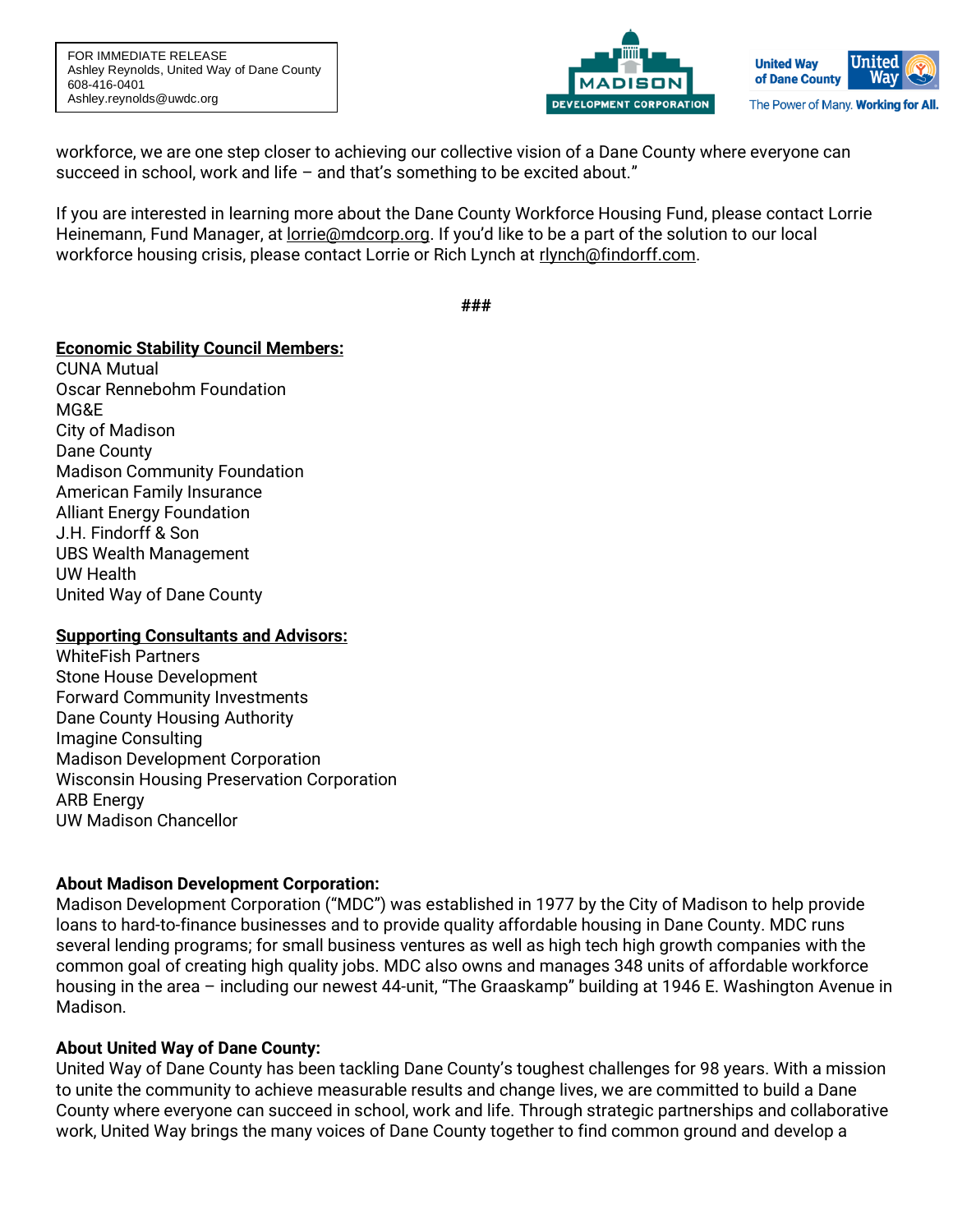FOR IMMEDIATE RELEASE
Ashley Reynolds, United Way of Dane County
608-416-0401
Ashley.reynolds@uwdc.org

workforce, we are one step closer to achieving our collective vision of a Dane County where everyone can succeed in school, work and life – and that's something to be excited about."

If you are interested in learning more about the Dane County Workforce Housing Fund, please contact Lorrie Heinemann, Fund Manager, at lorrie@mdcorp.org. If you'd like to be a part of the solution to our local workforce housing crisis, please contact Lorrie or Rich Lynch at rlynch@findorff.com.

###

**Economic Stability Council Members:**

CUNA Mutual
Oscar Rennebohm Foundation
MG&E
City of Madison
Dane County
Madison Community Foundation
American Family Insurance
Alliant Energy Foundation
J.H. Findorff & Son
UBS Wealth Management
UW Health
United Way of Dane County

**Supporting Consultants and Advisors:**

WhiteFish Partners
Stone House Development
Forward Community Investments
Dane County Housing Authority
Imagine Consulting
Madison Development Corporation
Wisconsin Housing Preservation Corporation
ARB Energy
UW Madison Chancellor

**About Madison Development Corporation:**
Madison Development Corporation ("MDC") was established in 1977 by the City of Madison to help provide loans to hard-to-finance businesses and to provide quality affordable housing in Dane County. MDC runs several lending programs; for small business ventures as well as high tech high growth companies with the common goal of creating high quality jobs. MDC also owns and manages 348 units of affordable workforce housing in the area – including our newest 44-unit, "The Graaskamp" building at 1946 E. Washington Avenue in Madison.

**About United Way of Dane County:**
United Way of Dane County has been tackling Dane County's toughest challenges for 98 years. With a mission to unite the community to achieve measurable results and change lives, we are committed to build a Dane County where everyone can succeed in school, work and life. Through strategic partnerships and collaborative work, United Way brings the many voices of Dane County together to find common ground and develop a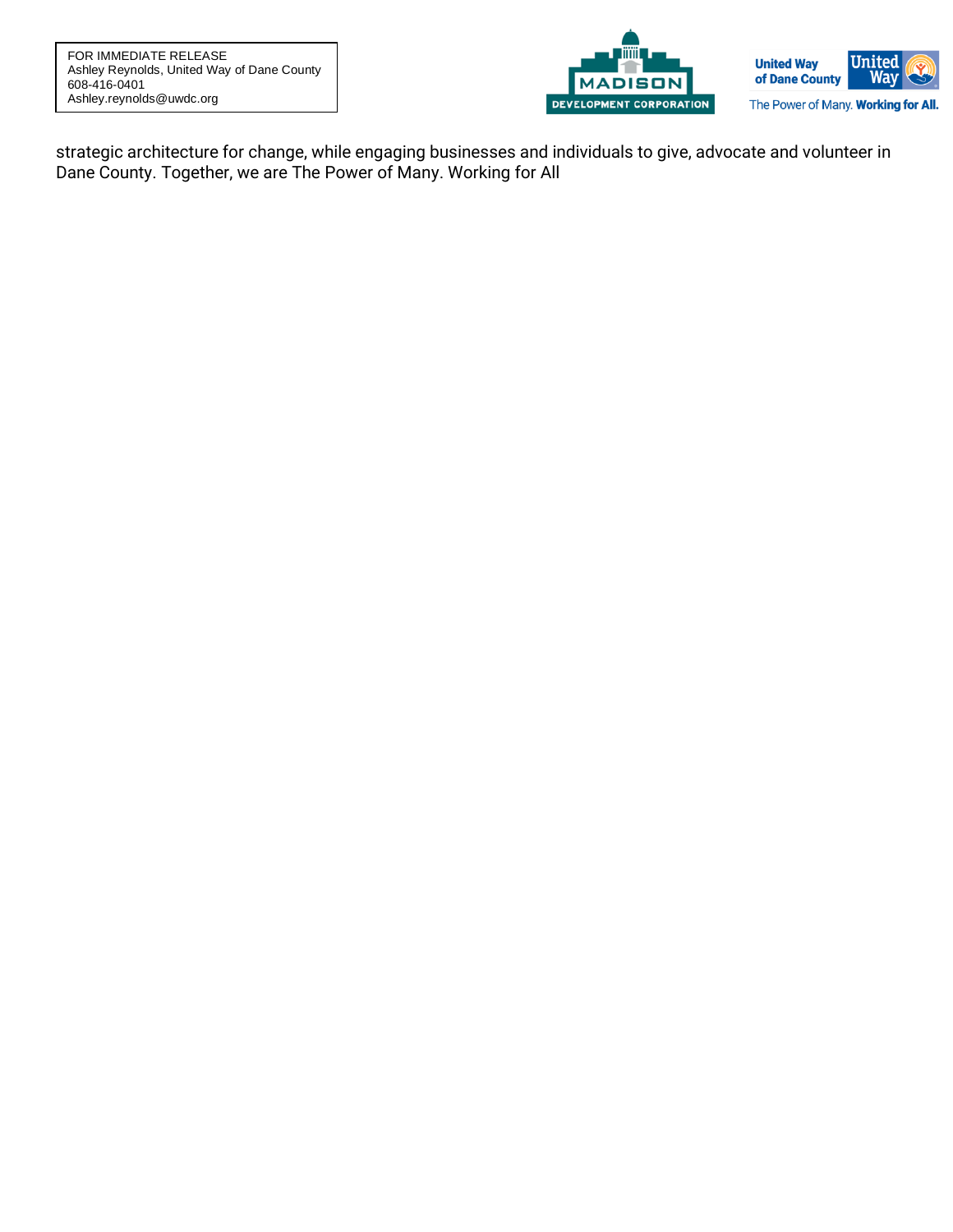FOR IMMEDIATE RELEASE
Ashley Reynolds, United Way of Dane County
608-416-0401
Ashley.reynolds@uwdc.org

strategic architecture for change, while engaging businesses and individuals to give, advocate and volunteer in Dane County. Together, we are The Power of Many. Working for All